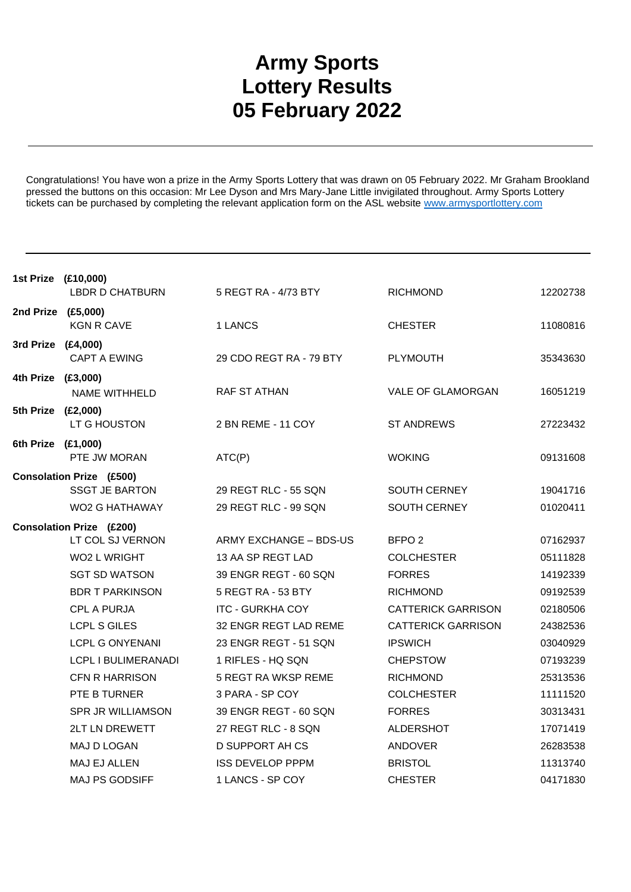# Army Sports Lottery Results 05 February 2022

Congratulations! You have won a prize in the Army Sports Lottery that was drawn on 05 February 2022. Mr Graham Brookland pressed the buttons on this occasion: Mr Lee Dyson and Mrs Mary-Jane Little invigilated throughout. Army Sports Lottery tickets can be purchased by completing the relevant application form on the ASL website [www.armysportlottery.com](www.armysportlottery.com)

| Prize | Name | Unit | Location | Number |
|---|---|---|---|---|
| **1st Prize (£10,000)** | | | | |
| | LBDR D CHATBURN | 5 REGT RA - 4/73 BTY | RICHMOND | 12202738 |
| **2nd Prize (£5,000)** | | | | |
| | KGN R CAVE | 1 LANCS | CHESTER | 11080816 |
| **3rd Prize (£4,000)** | | | | |
| | CAPT A EWING | 29 CDO REGT RA - 79 BTY | PLYMOUTH | 35343630 |
| **4th Prize (£3,000)** | | | | |
| | NAME WITHHELD | RAF ST ATHAN | VALE OF GLAMORGAN | 16051219 |
| **5th Prize (£2,000)** | | | | |
| | LT G HOUSTON | 2 BN REME - 11 COY | ST ANDREWS | 27223432 |
| **6th Prize (£1,000)** | | | | |
| | PTE JW MORAN | ATC(P) | WOKING | 09131608 |
| **Consolation Prize (£500)** | | | | |
| | SSGT JE BARTON | 29 REGT RLC - 55 SQN | SOUTH CERNEY | 19041716 |
| | WO2 G HATHAWAY | 29 REGT RLC - 99 SQN | SOUTH CERNEY | 01020411 |
| **Consolation Prize (£200)** | | | | |
| | LT COL SJ VERNON | ARMY EXCHANGE – BDS-US | BFPO 2 | 07162937 |
| | WO2 L WRIGHT | 13 AA SP REGT LAD | COLCHESTER | 05111828 |
| | SGT SD WATSON | 39 ENGR REGT - 60 SQN | FORRES | 14192339 |
| | BDR T PARKINSON | 5 REGT RA - 53 BTY | RICHMOND | 09192539 |
| | CPL A PURJA | ITC - GURKHA COY | CATTERICK GARRISON | 02180506 |
| | LCPL S GILES | 32 ENGR REGT LAD REME | CATTERICK GARRISON | 24382536 |
| | LCPL G ONYENANI | 23 ENGR REGT - 51 SQN | IPSWICH | 03040929 |
| | LCPL I BULIMERANADI | 1 RIFLES - HQ SQN | CHEPSTOW | 07193239 |
| | CFN R HARRISON | 5 REGT RA WKSP REME | RICHMOND | 25313536 |
| | PTE B TURNER | 3 PARA - SP COY | COLCHESTER | 11111520 |
| | SPR JR WILLIAMSON | 39 ENGR REGT - 60 SQN | FORRES | 30313431 |
| | 2LT LN DREWETT | 27 REGT RLC - 8 SQN | ALDERSHOT | 17071419 |
| | MAJ D LOGAN | D SUPPORT AH CS | ANDOVER | 26283538 |
| | MAJ EJ ALLEN | ISS DEVELOP PPPM | BRISTOL | 11313740 |
| | MAJ PS GODSIFF | 1 LANCS - SP COY | CHESTER | 04171830 |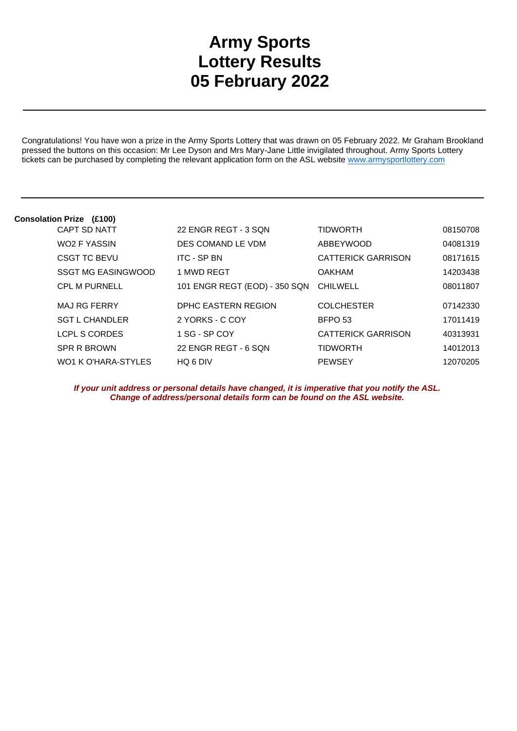# Army Sports Lottery Results 05 February 2022

Congratulations! You have won a prize in the Army Sports Lottery that was drawn on 05 February 2022. Mr Graham Brookland pressed the buttons on this occasion: Mr Lee Dyson and Mrs Mary-Jane Little invigilated throughout. Army Sports Lottery tickets can be purchased by completing the relevant application form on the ASL website www.armysportlottery.com

**Consolation Prize (£100)**

| | | | |
|---|---|---|---|
| CAPT SD NATT | 22 ENGR REGT - 3 SQN | TIDWORTH | 08150708 |
| WO2 F YASSIN | DES COMAND LE VDM | ABBEYWOOD | 04081319 |
| CSGT TC BEVU | ITC - SP BN | CATTERICK GARRISON | 08171615 |
| SSGT MG EASINGWOOD | 1 MWD REGT | OAKHAM | 14203438 |
| CPL M PURNELL | 101 ENGR REGT (EOD) - 350 SQN | CHILWELL | 08011807 |
| MAJ RG FERRY | DPHC EASTERN REGION | COLCHESTER | 07142330 |
| SGT L CHANDLER | 2 YORKS - C COY | BFPO 53 | 17011419 |
| LCPL S CORDES | 1 SG - SP COY | CATTERICK GARRISON | 40313931 |
| SPR R BROWN | 22 ENGR REGT - 6 SQN | TIDWORTH | 14012013 |
| WO1 K O'HARA-STYLES | HQ 6 DIV | PEWSEY | 12070205 |

***If your unit address or personal details have changed, it is imperative that you notify the ASL. Change of address/personal details form can be found on the ASL website.***